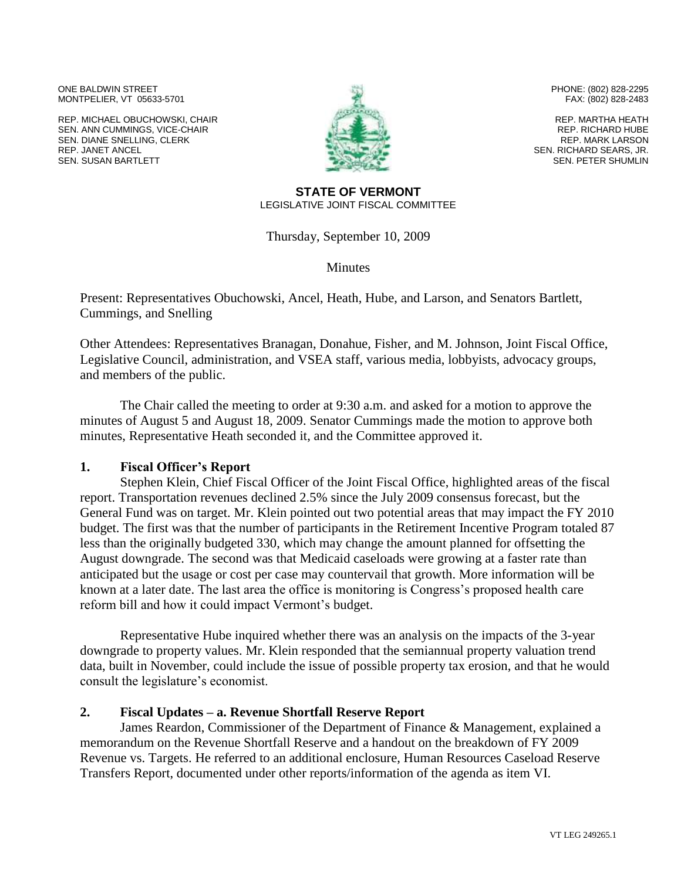ONE BALDWIN STREET
MONTPELIER, VT 05633-5701

PHONE: (802) 828-2295
FAX: (802) 828-2483

REP. MICHAEL OBUCHOWSKI, CHAIR
SEN. ANN CUMMINGS, VICE-CHAIR
SEN. DIANE SNELLING, CLERK
REP. JANET ANCEL
SEN. SUSAN BARTLETT

REP. MARTHA HEATH
REP. RICHARD HUBE
REP. MARK LARSON
SEN. RICHARD SEARS, JR.
SEN. PETER SHUMLIN

**STATE OF VERMONT**
LEGISLATIVE JOINT FISCAL COMMITTEE

Thursday, September 10, 2009

Minutes

Present: Representatives Obuchowski, Ancel, Heath, Hube, and Larson, and Senators Bartlett, Cummings, and Snelling

Other Attendees: Representatives Branagan, Donahue, Fisher, and M. Johnson, Joint Fiscal Office, Legislative Council, administration, and VSEA staff, various media, lobbyists, advocacy groups, and members of the public.

The Chair called the meeting to order at 9:30 a.m. and asked for a motion to approve the minutes of August 5 and August 18, 2009. Senator Cummings made the motion to approve both minutes, Representative Heath seconded it, and the Committee approved it.

## 1. Fiscal Officer's Report

Stephen Klein, Chief Fiscal Officer of the Joint Fiscal Office, highlighted areas of the fiscal report. Transportation revenues declined 2.5% since the July 2009 consensus forecast, but the General Fund was on target. Mr. Klein pointed out two potential areas that may impact the FY 2010 budget. The first was that the number of participants in the Retirement Incentive Program totaled 87 less than the originally budgeted 330, which may change the amount planned for offsetting the August downgrade. The second was that Medicaid caseloads were growing at a faster rate than anticipated but the usage or cost per case may countervail that growth. More information will be known at a later date. The last area the office is monitoring is Congress's proposed health care reform bill and how it could impact Vermont's budget.

Representative Hube inquired whether there was an analysis on the impacts of the 3-year downgrade to property values. Mr. Klein responded that the semiannual property valuation trend data, built in November, could include the issue of possible property tax erosion, and that he would consult the legislature's economist.

## 2. Fiscal Updates – a. Revenue Shortfall Reserve Report

James Reardon, Commissioner of the Department of Finance & Management, explained a memorandum on the Revenue Shortfall Reserve and a handout on the breakdown of FY 2009 Revenue vs. Targets. He referred to an additional enclosure, Human Resources Caseload Reserve Transfers Report, documented under other reports/information of the agenda as item VI.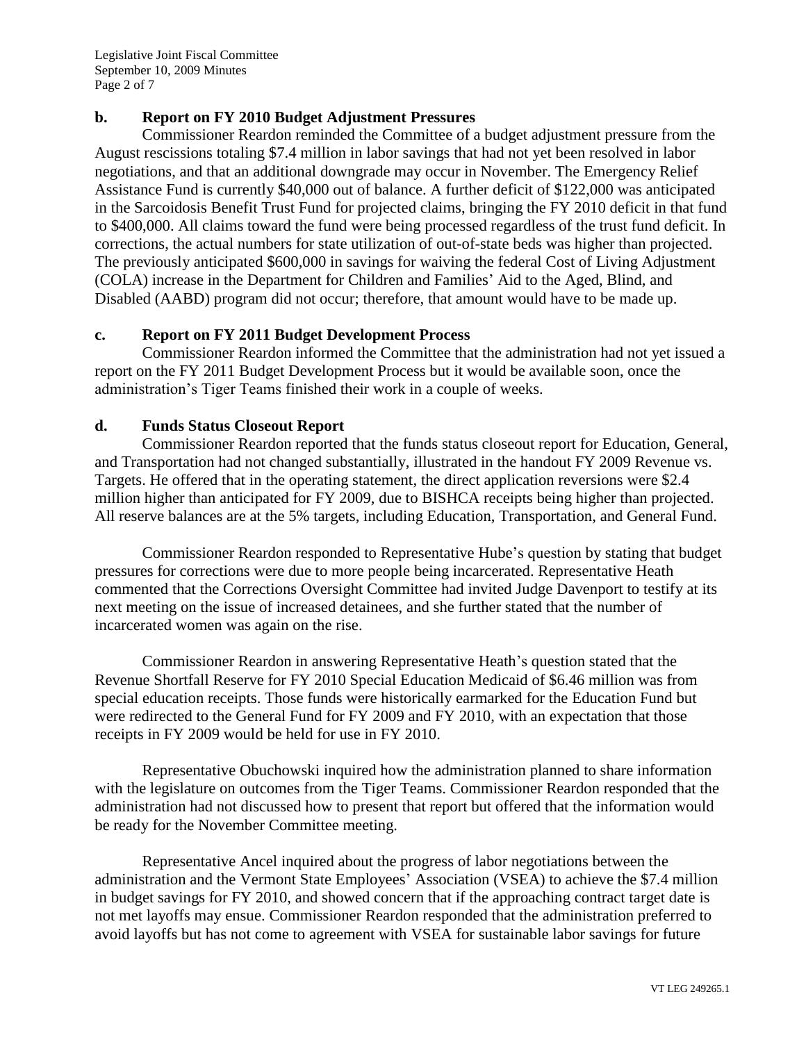**b. Report on FY 2010 Budget Adjustment Pressures**

Commissioner Reardon reminded the Committee of a budget adjustment pressure from the August rescissions totaling \$7.4 million in labor savings that had not yet been resolved in labor negotiations, and that an additional downgrade may occur in November. The Emergency Relief Assistance Fund is currently \$40,000 out of balance. A further deficit of \$122,000 was anticipated in the Sarcoidosis Benefit Trust Fund for projected claims, bringing the FY 2010 deficit in that fund to \$400,000. All claims toward the fund were being processed regardless of the trust fund deficit. In corrections, the actual numbers for state utilization of out-of-state beds was higher than projected. The previously anticipated \$600,000 in savings for waiving the federal Cost of Living Adjustment (COLA) increase in the Department for Children and Families' Aid to the Aged, Blind, and Disabled (AABD) program did not occur; therefore, that amount would have to be made up.

**c. Report on FY 2011 Budget Development Process**

Commissioner Reardon informed the Committee that the administration had not yet issued a report on the FY 2011 Budget Development Process but it would be available soon, once the administration's Tiger Teams finished their work in a couple of weeks.

**d. Funds Status Closeout Report**

Commissioner Reardon reported that the funds status closeout report for Education, General, and Transportation had not changed substantially, illustrated in the handout FY 2009 Revenue vs. Targets. He offered that in the operating statement, the direct application reversions were \$2.4 million higher than anticipated for FY 2009, due to BISHCA receipts being higher than projected. All reserve balances are at the 5% targets, including Education, Transportation, and General Fund.

Commissioner Reardon responded to Representative Hube's question by stating that budget pressures for corrections were due to more people being incarcerated. Representative Heath commented that the Corrections Oversight Committee had invited Judge Davenport to testify at its next meeting on the issue of increased detainees, and she further stated that the number of incarcerated women was again on the rise.

Commissioner Reardon in answering Representative Heath's question stated that the Revenue Shortfall Reserve for FY 2010 Special Education Medicaid of \$6.46 million was from special education receipts. Those funds were historically earmarked for the Education Fund but were redirected to the General Fund for FY 2009 and FY 2010, with an expectation that those receipts in FY 2009 would be held for use in FY 2010.

Representative Obuchowski inquired how the administration planned to share information with the legislature on outcomes from the Tiger Teams. Commissioner Reardon responded that the administration had not discussed how to present that report but offered that the information would be ready for the November Committee meeting.

Representative Ancel inquired about the progress of labor negotiations between the administration and the Vermont State Employees' Association (VSEA) to achieve the \$7.4 million in budget savings for FY 2010, and showed concern that if the approaching contract target date is not met layoffs may ensue. Commissioner Reardon responded that the administration preferred to avoid layoffs but has not come to agreement with VSEA for sustainable labor savings for future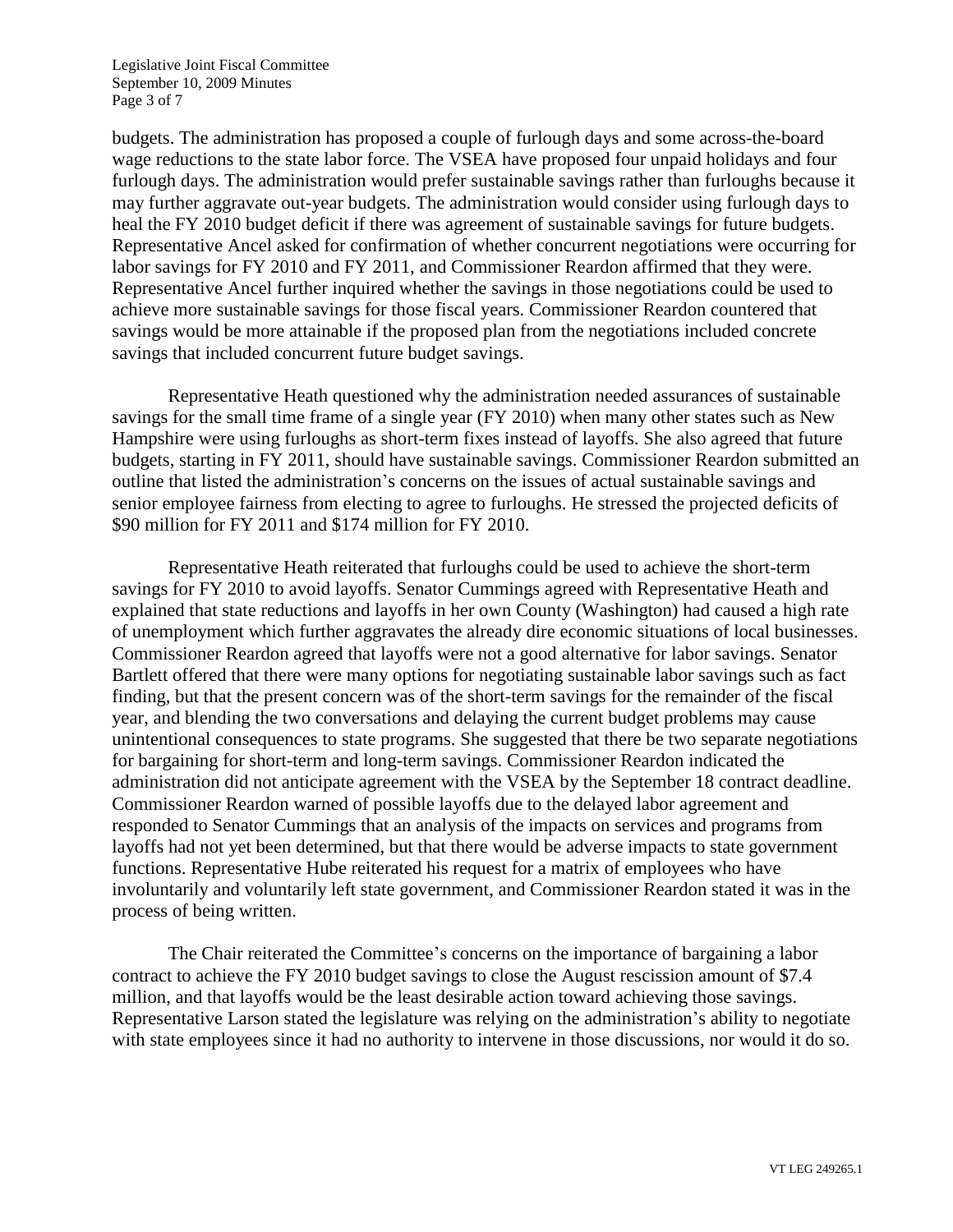budgets. The administration has proposed a couple of furlough days and some across-the-board wage reductions to the state labor force. The VSEA have proposed four unpaid holidays and four furlough days. The administration would prefer sustainable savings rather than furloughs because it may further aggravate out-year budgets. The administration would consider using furlough days to heal the FY 2010 budget deficit if there was agreement of sustainable savings for future budgets. Representative Ancel asked for confirmation of whether concurrent negotiations were occurring for labor savings for FY 2010 and FY 2011, and Commissioner Reardon affirmed that they were. Representative Ancel further inquired whether the savings in those negotiations could be used to achieve more sustainable savings for those fiscal years. Commissioner Reardon countered that savings would be more attainable if the proposed plan from the negotiations included concrete savings that included concurrent future budget savings.

Representative Heath questioned why the administration needed assurances of sustainable savings for the small time frame of a single year (FY 2010) when many other states such as New Hampshire were using furloughs as short-term fixes instead of layoffs. She also agreed that future budgets, starting in FY 2011, should have sustainable savings. Commissioner Reardon submitted an outline that listed the administration's concerns on the issues of actual sustainable savings and senior employee fairness from electing to agree to furloughs. He stressed the projected deficits of \$90 million for FY 2011 and \$174 million for FY 2010.

Representative Heath reiterated that furloughs could be used to achieve the short-term savings for FY 2010 to avoid layoffs. Senator Cummings agreed with Representative Heath and explained that state reductions and layoffs in her own County (Washington) had caused a high rate of unemployment which further aggravates the already dire economic situations of local businesses. Commissioner Reardon agreed that layoffs were not a good alternative for labor savings. Senator Bartlett offered that there were many options for negotiating sustainable labor savings such as fact finding, but that the present concern was of the short-term savings for the remainder of the fiscal year, and blending the two conversations and delaying the current budget problems may cause unintentional consequences to state programs. She suggested that there be two separate negotiations for bargaining for short-term and long-term savings. Commissioner Reardon indicated the administration did not anticipate agreement with the VSEA by the September 18 contract deadline. Commissioner Reardon warned of possible layoffs due to the delayed labor agreement and responded to Senator Cummings that an analysis of the impacts on services and programs from layoffs had not yet been determined, but that there would be adverse impacts to state government functions. Representative Hube reiterated his request for a matrix of employees who have involuntarily and voluntarily left state government, and Commissioner Reardon stated it was in the process of being written.

The Chair reiterated the Committee's concerns on the importance of bargaining a labor contract to achieve the FY 2010 budget savings to close the August rescission amount of \$7.4 million, and that layoffs would be the least desirable action toward achieving those savings. Representative Larson stated the legislature was relying on the administration's ability to negotiate with state employees since it had no authority to intervene in those discussions, nor would it do so.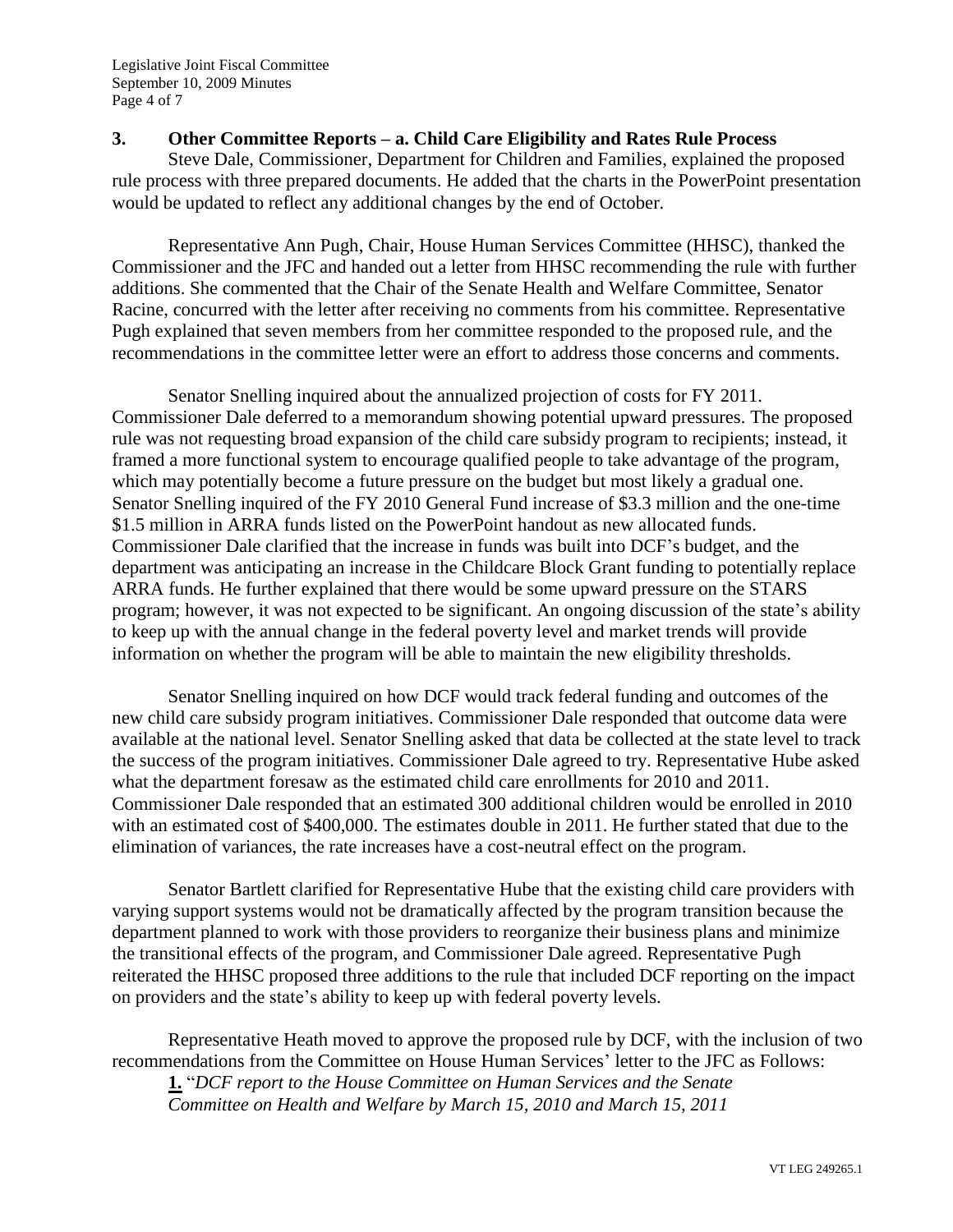### 3. Other Committee Reports – a. Child Care Eligibility and Rates Rule Process

Steve Dale, Commissioner, Department for Children and Families, explained the proposed rule process with three prepared documents. He added that the charts in the PowerPoint presentation would be updated to reflect any additional changes by the end of October.

Representative Ann Pugh, Chair, House Human Services Committee (HHSC), thanked the Commissioner and the JFC and handed out a letter from HHSC recommending the rule with further additions. She commented that the Chair of the Senate Health and Welfare Committee, Senator Racine, concurred with the letter after receiving no comments from his committee. Representative Pugh explained that seven members from her committee responded to the proposed rule, and the recommendations in the committee letter were an effort to address those concerns and comments.

Senator Snelling inquired about the annualized projection of costs for FY 2011. Commissioner Dale deferred to a memorandum showing potential upward pressures. The proposed rule was not requesting broad expansion of the child care subsidy program to recipients; instead, it framed a more functional system to encourage qualified people to take advantage of the program, which may potentially become a future pressure on the budget but most likely a gradual one. Senator Snelling inquired of the FY 2010 General Fund increase of $3.3 million and the one-time $1.5 million in ARRA funds listed on the PowerPoint handout as new allocated funds. Commissioner Dale clarified that the increase in funds was built into DCF's budget, and the department was anticipating an increase in the Childcare Block Grant funding to potentially replace ARRA funds. He further explained that there would be some upward pressure on the STARS program; however, it was not expected to be significant. An ongoing discussion of the state's ability to keep up with the annual change in the federal poverty level and market trends will provide information on whether the program will be able to maintain the new eligibility thresholds.

Senator Snelling inquired on how DCF would track federal funding and outcomes of the new child care subsidy program initiatives. Commissioner Dale responded that outcome data were available at the national level. Senator Snelling asked that data be collected at the state level to track the success of the program initiatives. Commissioner Dale agreed to try. Representative Hube asked what the department foresaw as the estimated child care enrollments for 2010 and 2011. Commissioner Dale responded that an estimated 300 additional children would be enrolled in 2010 with an estimated cost of $400,000. The estimates double in 2011. He further stated that due to the elimination of variances, the rate increases have a cost-neutral effect on the program.

Senator Bartlett clarified for Representative Hube that the existing child care providers with varying support systems would not be dramatically affected by the program transition because the department planned to work with those providers to reorganize their business plans and minimize the transitional effects of the program, and Commissioner Dale agreed. Representative Pugh reiterated the HHSC proposed three additions to the rule that included DCF reporting on the impact on providers and the state's ability to keep up with federal poverty levels.

Representative Heath moved to approve the proposed rule by DCF, with the inclusion of two recommendations from the Committee on House Human Services' letter to the JFC as Follows:

**1.** "*DCF report to the House Committee on Human Services and the Senate Committee on Health and Welfare by March 15, 2010 and March 15, 2011*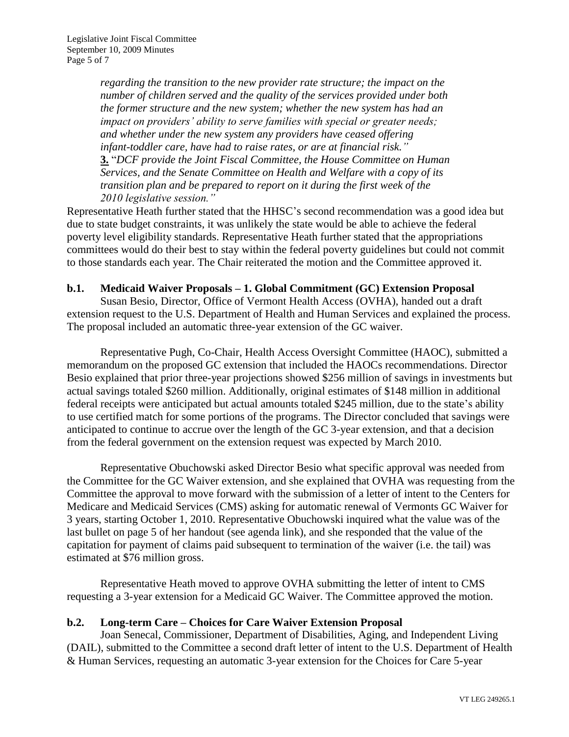*regarding the transition to the new provider rate structure; the impact on the number of children served and the quality of the services provided under both the former structure and the new system; whether the new system has had an impact on providers' ability to serve families with special or greater needs; and whether under the new system any providers have ceased offering infant-toddler care, have had to raise rates, or are at financial risk."*

**3.** "*DCF provide the Joint Fiscal Committee, the House Committee on Human Services, and the Senate Committee on Health and Welfare with a copy of its transition plan and be prepared to report on it during the first week of the 2010 legislative session."*

Representative Heath further stated that the HHSC's second recommendation was a good idea but due to state budget constraints, it was unlikely the state would be able to achieve the federal poverty level eligibility standards. Representative Heath further stated that the appropriations committees would do their best to stay within the federal poverty guidelines but could not commit to those standards each year. The Chair reiterated the motion and the Committee approved it.

**b.1. Medicaid Waiver Proposals – 1. Global Commitment (GC) Extension Proposal**

Susan Besio, Director, Office of Vermont Health Access (OVHA), handed out a draft extension request to the U.S. Department of Health and Human Services and explained the process. The proposal included an automatic three-year extension of the GC waiver.

Representative Pugh, Co-Chair, Health Access Oversight Committee (HAOC), submitted a memorandum on the proposed GC extension that included the HAOCs recommendations. Director Besio explained that prior three-year projections showed \$256 million of savings in investments but actual savings totaled \$260 million. Additionally, original estimates of \$148 million in additional federal receipts were anticipated but actual amounts totaled \$245 million, due to the state's ability to use certified match for some portions of the programs. The Director concluded that savings were anticipated to continue to accrue over the length of the GC 3-year extension, and that a decision from the federal government on the extension request was expected by March 2010.

Representative Obuchowski asked Director Besio what specific approval was needed from the Committee for the GC Waiver extension, and she explained that OVHA was requesting from the Committee the approval to move forward with the submission of a letter of intent to the Centers for Medicare and Medicaid Services (CMS) asking for automatic renewal of Vermonts GC Waiver for 3 years, starting October 1, 2010. Representative Obuchowski inquired what the value was of the last bullet on page 5 of her handout (see agenda link), and she responded that the value of the capitation for payment of claims paid subsequent to termination of the waiver (i.e. the tail) was estimated at \$76 million gross.

Representative Heath moved to approve OVHA submitting the letter of intent to CMS requesting a 3-year extension for a Medicaid GC Waiver. The Committee approved the motion.

**b.2. Long-term Care – Choices for Care Waiver Extension Proposal**

Joan Senecal, Commissioner, Department of Disabilities, Aging, and Independent Living (DAIL), submitted to the Committee a second draft letter of intent to the U.S. Department of Health & Human Services, requesting an automatic 3-year extension for the Choices for Care 5-year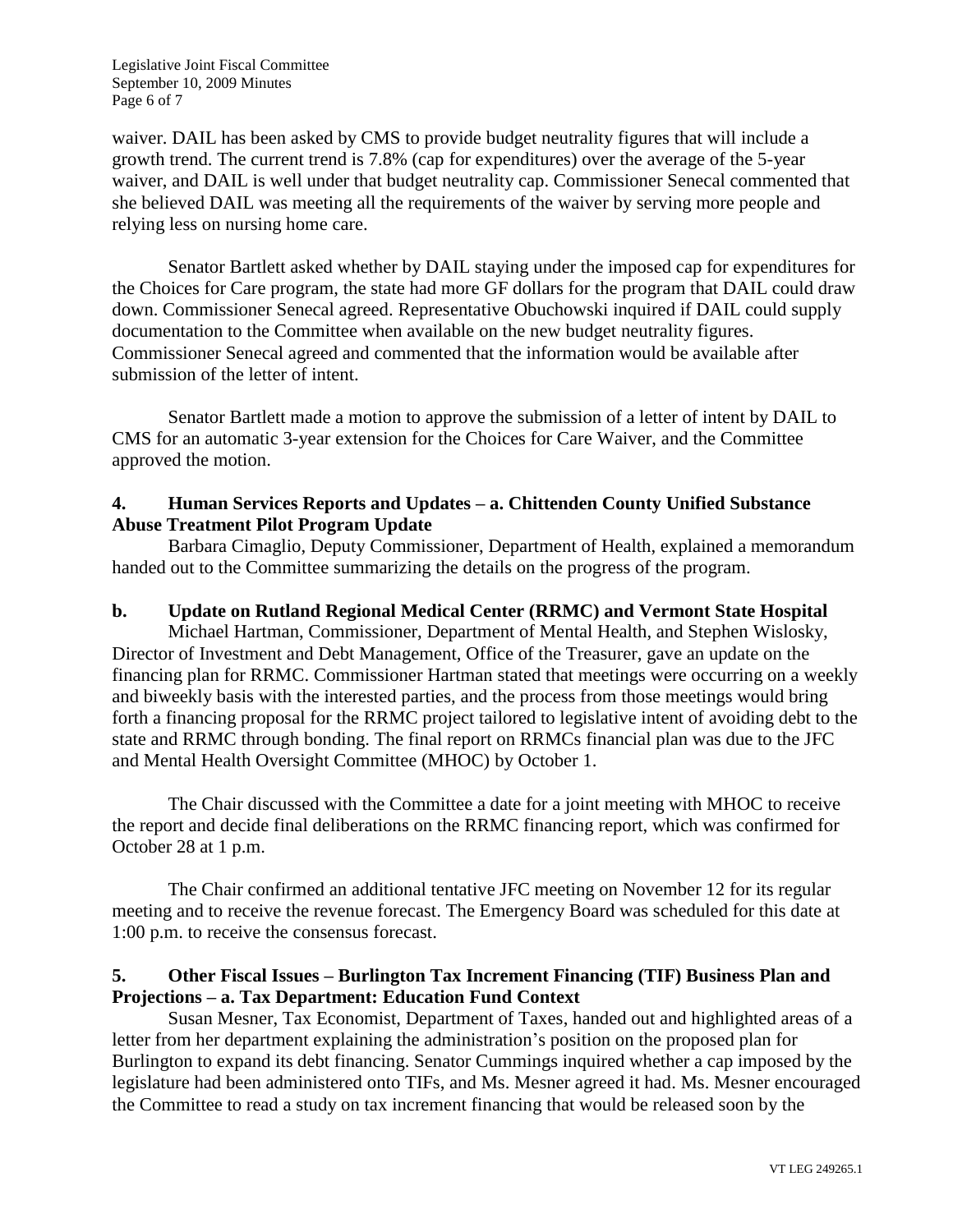waiver. DAIL has been asked by CMS to provide budget neutrality figures that will include a growth trend. The current trend is 7.8% (cap for expenditures) over the average of the 5-year waiver, and DAIL is well under that budget neutrality cap. Commissioner Senecal commented that she believed DAIL was meeting all the requirements of the waiver by serving more people and relying less on nursing home care.

Senator Bartlett asked whether by DAIL staying under the imposed cap for expenditures for the Choices for Care program, the state had more GF dollars for the program that DAIL could draw down. Commissioner Senecal agreed. Representative Obuchowski inquired if DAIL could supply documentation to the Committee when available on the new budget neutrality figures. Commissioner Senecal agreed and commented that the information would be available after submission of the letter of intent.

Senator Bartlett made a motion to approve the submission of a letter of intent by DAIL to CMS for an automatic 3-year extension for the Choices for Care Waiver, and the Committee approved the motion.

**4. Human Services Reports and Updates – a. Chittenden County Unified Substance Abuse Treatment Pilot Program Update**

Barbara Cimaglio, Deputy Commissioner, Department of Health, explained a memorandum handed out to the Committee summarizing the details on the progress of the program.

**b. Update on Rutland Regional Medical Center (RRMC) and Vermont State Hospital**

Michael Hartman, Commissioner, Department of Mental Health, and Stephen Wislosky, Director of Investment and Debt Management, Office of the Treasurer, gave an update on the financing plan for RRMC. Commissioner Hartman stated that meetings were occurring on a weekly and biweekly basis with the interested parties, and the process from those meetings would bring forth a financing proposal for the RRMC project tailored to legislative intent of avoiding debt to the state and RRMC through bonding. The final report on RRMCs financial plan was due to the JFC and Mental Health Oversight Committee (MHOC) by October 1.

The Chair discussed with the Committee a date for a joint meeting with MHOC to receive the report and decide final deliberations on the RRMC financing report, which was confirmed for October 28 at 1 p.m.

The Chair confirmed an additional tentative JFC meeting on November 12 for its regular meeting and to receive the revenue forecast. The Emergency Board was scheduled for this date at 1:00 p.m. to receive the consensus forecast.

**5. Other Fiscal Issues – Burlington Tax Increment Financing (TIF) Business Plan and Projections – a. Tax Department: Education Fund Context**

Susan Mesner, Tax Economist, Department of Taxes, handed out and highlighted areas of a letter from her department explaining the administration's position on the proposed plan for Burlington to expand its debt financing. Senator Cummings inquired whether a cap imposed by the legislature had been administered onto TIFs, and Ms. Mesner agreed it had. Ms. Mesner encouraged the Committee to read a study on tax increment financing that would be released soon by the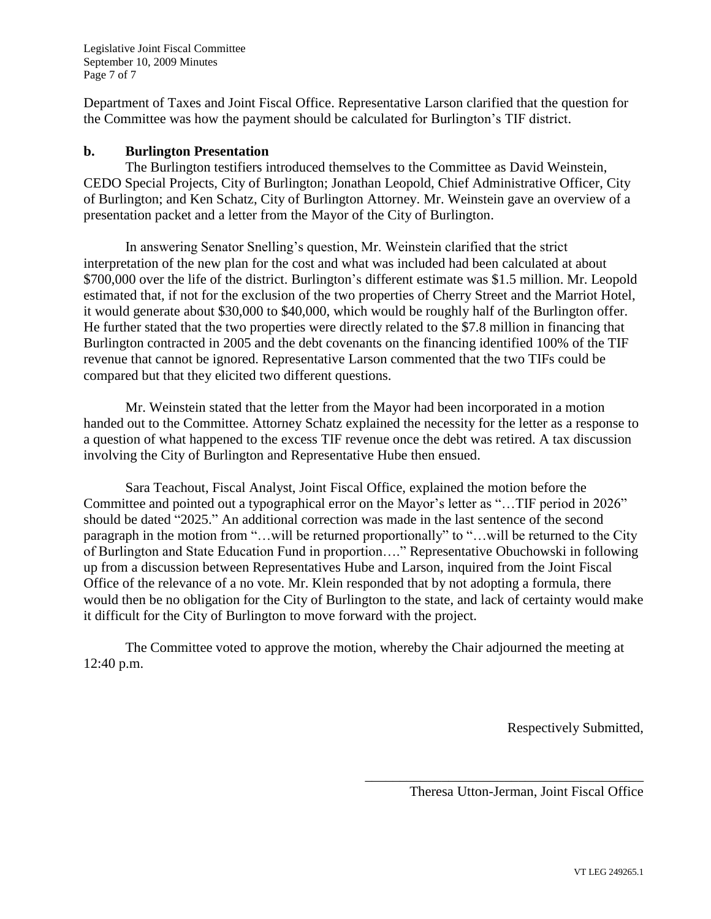Department of Taxes and Joint Fiscal Office. Representative Larson clarified that the question for the Committee was how the payment should be calculated for Burlington's TIF district.

**b. Burlington Presentation**

The Burlington testifiers introduced themselves to the Committee as David Weinstein, CEDO Special Projects, City of Burlington; Jonathan Leopold, Chief Administrative Officer, City of Burlington; and Ken Schatz, City of Burlington Attorney. Mr. Weinstein gave an overview of a presentation packet and a letter from the Mayor of the City of Burlington.

In answering Senator Snelling's question, Mr. Weinstein clarified that the strict interpretation of the new plan for the cost and what was included had been calculated at about \$700,000 over the life of the district. Burlington's different estimate was \$1.5 million. Mr. Leopold estimated that, if not for the exclusion of the two properties of Cherry Street and the Marriot Hotel, it would generate about \$30,000 to \$40,000, which would be roughly half of the Burlington offer. He further stated that the two properties were directly related to the \$7.8 million in financing that Burlington contracted in 2005 and the debt covenants on the financing identified 100% of the TIF revenue that cannot be ignored. Representative Larson commented that the two TIFs could be compared but that they elicited two different questions.

Mr. Weinstein stated that the letter from the Mayor had been incorporated in a motion handed out to the Committee. Attorney Schatz explained the necessity for the letter as a response to a question of what happened to the excess TIF revenue once the debt was retired. A tax discussion involving the City of Burlington and Representative Hube then ensued.

Sara Teachout, Fiscal Analyst, Joint Fiscal Office, explained the motion before the Committee and pointed out a typographical error on the Mayor's letter as "…TIF period in 2026" should be dated "2025." An additional correction was made in the last sentence of the second paragraph in the motion from "…will be returned proportionally" to "…will be returned to the City of Burlington and State Education Fund in proportion…." Representative Obuchowski in following up from a discussion between Representatives Hube and Larson, inquired from the Joint Fiscal Office of the relevance of a no vote. Mr. Klein responded that by not adopting a formula, there would then be no obligation for the City of Burlington to the state, and lack of certainty would make it difficult for the City of Burlington to move forward with the project.

The Committee voted to approve the motion, whereby the Chair adjourned the meeting at 12:40 p.m.

Respectively Submitted,

\_\_\_\_\_\_\_\_\_\_\_\_\_\_\_\_\_\_\_\_\_\_\_\_\_\_\_\_\_\_\_\_\_\_\_\_\_\_\_\_

Theresa Utton-Jerman, Joint Fiscal Office

VT LEG 249265.1